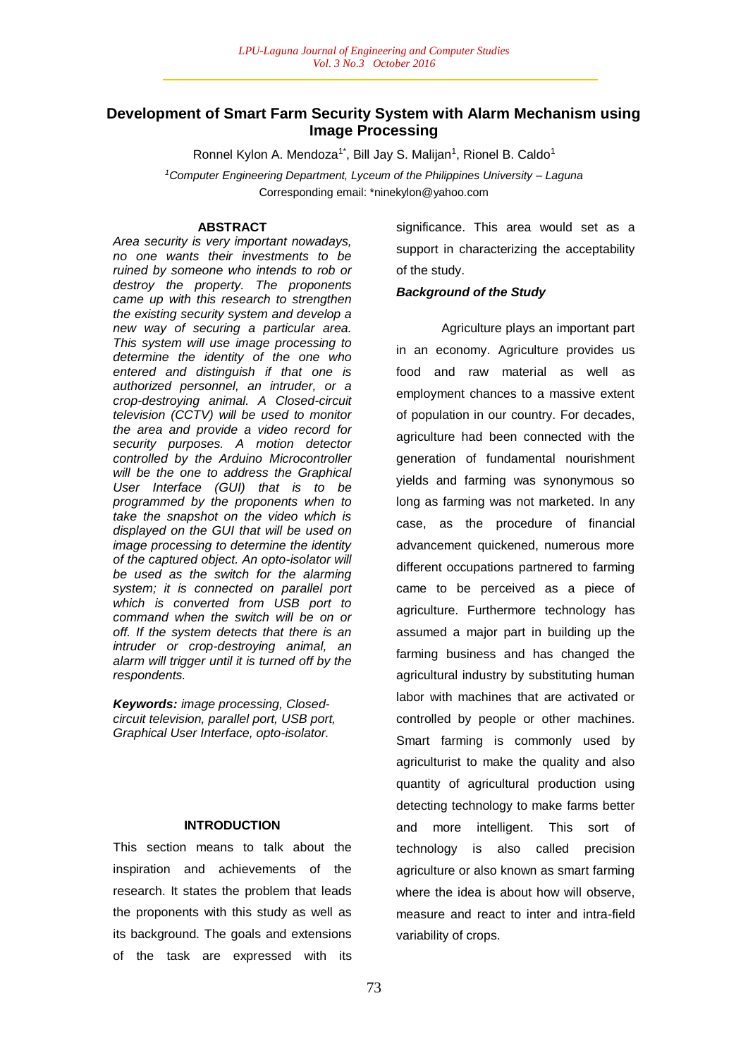# Development of Smart Farm Security System with Alarm Mechanism using Image Processing

Ronnel Kylon A. Mendoza[1*], Bill Jay S. Malijan[1], Rionel B. Caldo[1]

[1]*Computer Engineering Department, Lyceum of the Philippines University – Laguna*

Corresponding email: *ninekylon@yahoo.com

## ABSTRACT

*Area security is very important nowadays, no one wants their investments to be ruined by someone who intends to rob or destroy the property. The proponents came up with this research to strengthen the existing security system and develop a new way of securing a particular area. This system will use image processing to determine the identity of the one who entered and distinguish if that one is authorized personnel, an intruder, or a crop-destroying animal. A Closed-circuit television (CCTV) will be used to monitor the area and provide a video record for security purposes. A motion detector controlled by the Arduino Microcontroller will be the one to address the Graphical User Interface (GUI) that is to be programmed by the proponents when to take the snapshot on the video which is displayed on the GUI that will be used on image processing to determine the identity of the captured object. An opto-isolator will be used as the switch for the alarming system; it is connected on parallel port which is converted from USB port to command when the switch will be on or off. If the system detects that there is an intruder or crop-destroying animal, an alarm will trigger until it is turned off by the respondents.*

***Keywords:*** *image processing, Closed-circuit television, parallel port, USB port, Graphical User Interface, opto-isolator.*

## INTRODUCTION

This section means to talk about the inspiration and achievements of the research. It states the problem that leads the proponents with this study as well as its background. The goals and extensions of the task are expressed with its significance. This area would set as a support in characterizing the acceptability of the study.

### *Background of the Study*

Agriculture plays an important part in an economy. Agriculture provides us food and raw material as well as employment chances to a massive extent of population in our country. For decades, agriculture had been connected with the generation of fundamental nourishment yields and farming was synonymous so long as farming was not marketed. In any case, as the procedure of financial advancement quickened, numerous more different occupations partnered to farming came to be perceived as a piece of agriculture. Furthermore technology has assumed a major part in building up the farming business and has changed the agricultural industry by substituting human labor with machines that are activated or controlled by people or other machines. Smart farming is commonly used by agriculturist to make the quality and also quantity of agricultural production using detecting technology to make farms better and more intelligent. This sort of technology is also called precision agriculture or also known as smart farming where the idea is about how will observe, measure and react to inter and intra-field variability of crops.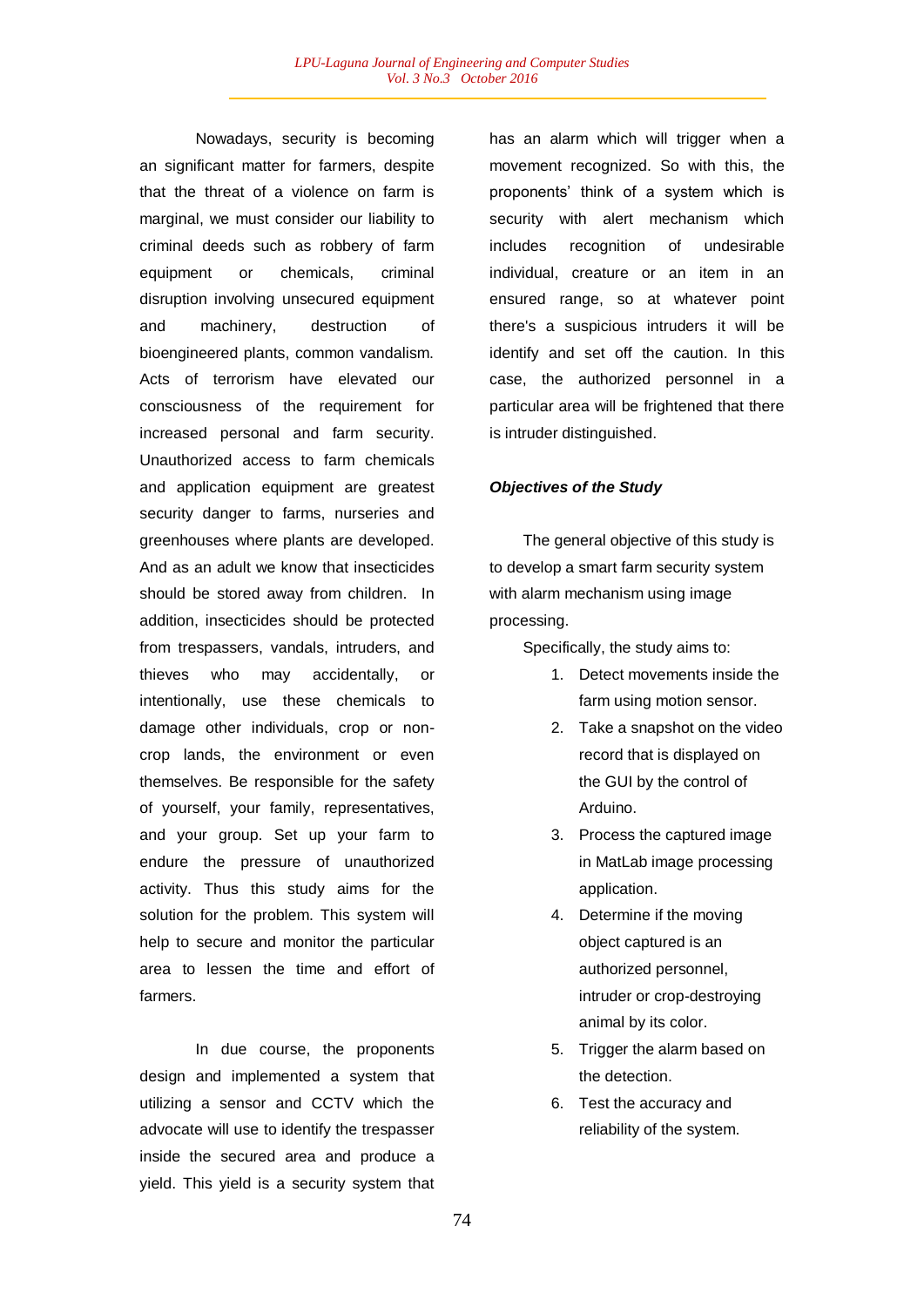Nowadays, security is becoming an significant matter for farmers, despite that the threat of a violence on farm is marginal, we must consider our liability to criminal deeds such as robbery of farm equipment or chemicals, criminal disruption involving unsecured equipment and machinery, destruction of bioengineered plants, common vandalism. Acts of terrorism have elevated our consciousness of the requirement for increased personal and farm security. Unauthorized access to farm chemicals and application equipment are greatest security danger to farms, nurseries and greenhouses where plants are developed. And as an adult we know that insecticides should be stored away from children. In addition, insecticides should be protected from trespassers, vandals, intruders, and thieves who may accidentally, or intentionally, use these chemicals to damage other individuals, crop or non-crop lands, the environment or even themselves. Be responsible for the safety of yourself, your family, representatives, and your group. Set up your farm to endure the pressure of unauthorized activity. Thus this study aims for the solution for the problem. This system will help to secure and monitor the particular area to lessen the time and effort of farmers.

In due course, the proponents design and implemented a system that utilizing a sensor and CCTV which the advocate will use to identify the trespasser inside the secured area and produce a yield. This yield is a security system that has an alarm which will trigger when a movement recognized. So with this, the proponents' think of a system which is security with alert mechanism which includes recognition of undesirable individual, creature or an item in an ensured range, so at whatever point there's a suspicious intruders it will be identify and set off the caution. In this case, the authorized personnel in a particular area will be frightened that there is intruder distinguished.

***Objectives of the Study***

The general objective of this study is to develop a smart farm security system with alarm mechanism using image processing.

Specifically, the study aims to:

1. Detect movements inside the farm using motion sensor.
2. Take a snapshot on the video record that is displayed on the GUI by the control of Arduino.
3. Process the captured image in MatLab image processing application.
4. Determine if the moving object captured is an authorized personnel, intruder or crop-destroying animal by its color.
5. Trigger the alarm based on the detection.
6. Test the accuracy and reliability of the system.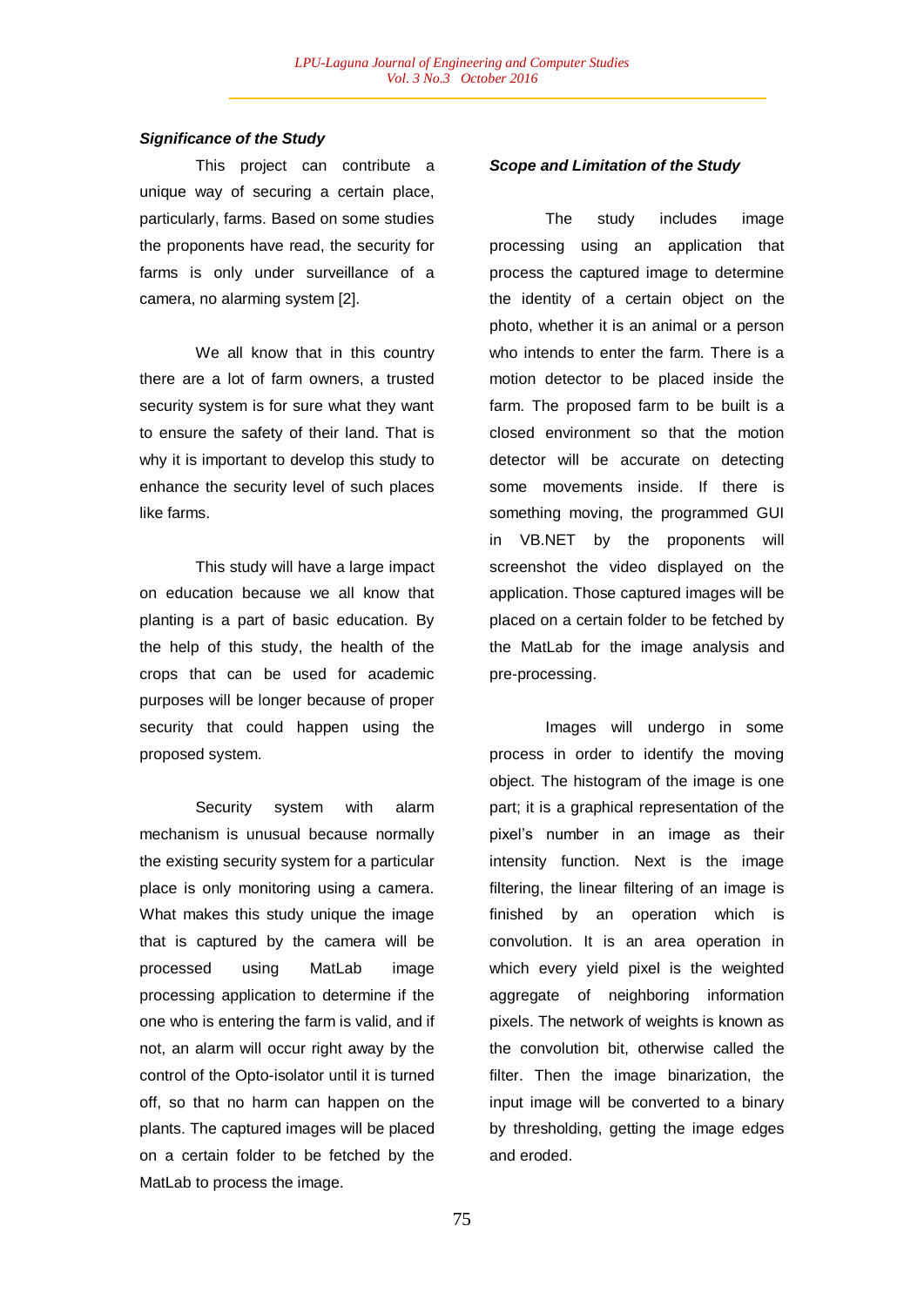### *Significance of the Study*

This project can contribute a unique way of securing a certain place, particularly, farms. Based on some studies the proponents have read, the security for farms is only under surveillance of a camera, no alarming system [2].

We all know that in this country there are a lot of farm owners, a trusted security system is for sure what they want to ensure the safety of their land. That is why it is important to develop this study to enhance the security level of such places like farms.

This study will have a large impact on education because we all know that planting is a part of basic education. By the help of this study, the health of the crops that can be used for academic purposes will be longer because of proper security that could happen using the proposed system.

Security system with alarm mechanism is unusual because normally the existing security system for a particular place is only monitoring using a camera. What makes this study unique the image that is captured by the camera will be processed using MatLab image processing application to determine if the one who is entering the farm is valid, and if not, an alarm will occur right away by the control of the Opto-isolator until it is turned off, so that no harm can happen on the plants. The captured images will be placed on a certain folder to be fetched by the MatLab to process the image.

### *Scope and Limitation of the Study*

The study includes image processing using an application that process the captured image to determine the identity of a certain object on the photo, whether it is an animal or a person who intends to enter the farm. There is a motion detector to be placed inside the farm. The proposed farm to be built is a closed environment so that the motion detector will be accurate on detecting some movements inside. If there is something moving, the programmed GUI in VB.NET by the proponents will screenshot the video displayed on the application. Those captured images will be placed on a certain folder to be fetched by the MatLab for the image analysis and pre-processing.

Images will undergo in some process in order to identify the moving object. The histogram of the image is one part; it is a graphical representation of the pixel's number in an image as their intensity function. Next is the image filtering, the linear filtering of an image is finished by an operation which is convolution. It is an area operation in which every yield pixel is the weighted aggregate of neighboring information pixels. The network of weights is known as the convolution bit, otherwise called the filter. Then the image binarization, the input image will be converted to a binary by thresholding, getting the image edges and eroded.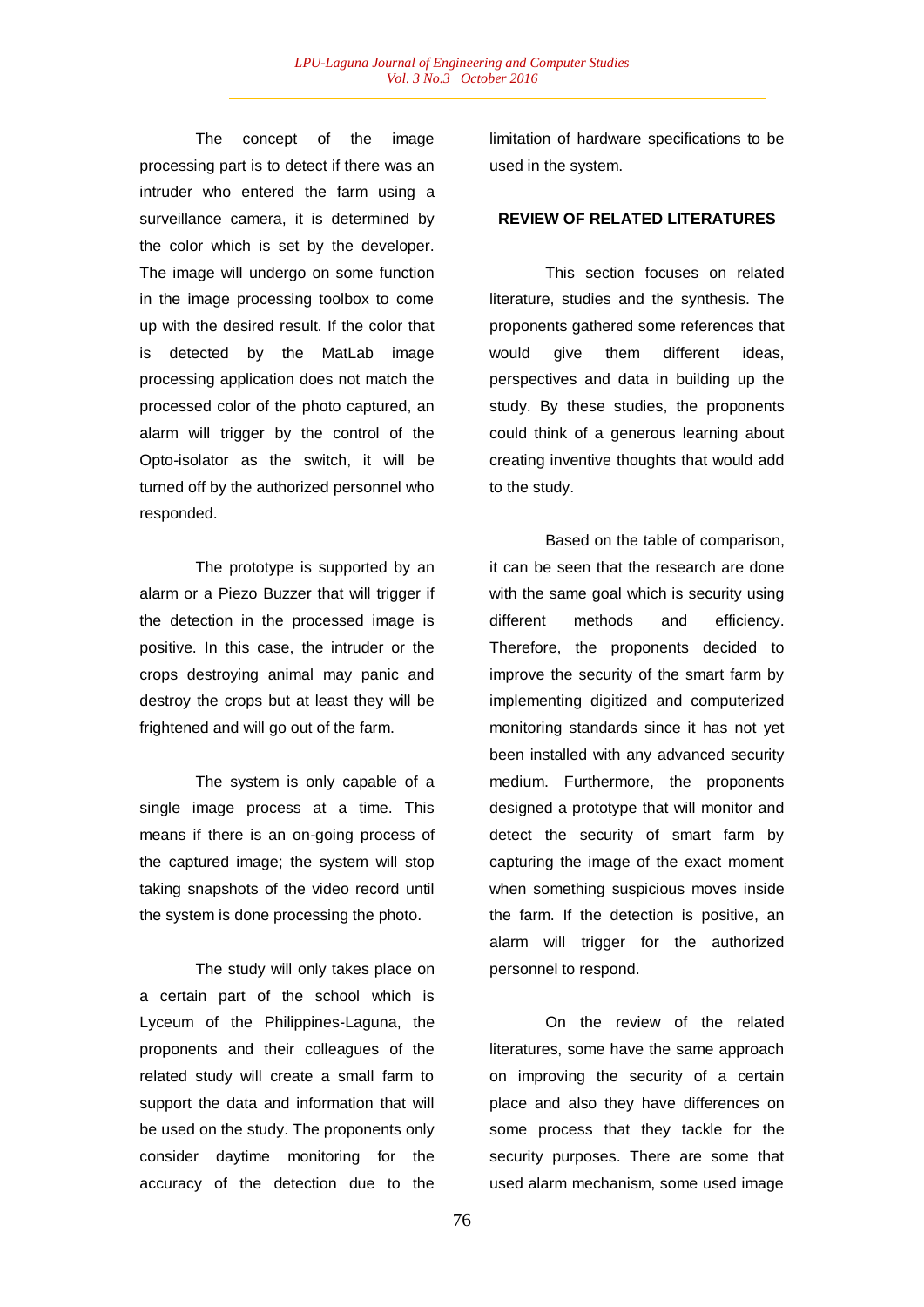The concept of the image processing part is to detect if there was an intruder who entered the farm using a surveillance camera, it is determined by the color which is set by the developer. The image will undergo on some function in the image processing toolbox to come up with the desired result. If the color that is detected by the MatLab image processing application does not match the processed color of the photo captured, an alarm will trigger by the control of the Opto-isolator as the switch, it will be turned off by the authorized personnel who responded.

The prototype is supported by an alarm or a Piezo Buzzer that will trigger if the detection in the processed image is positive. In this case, the intruder or the crops destroying animal may panic and destroy the crops but at least they will be frightened and will go out of the farm.

The system is only capable of a single image process at a time. This means if there is an on-going process of the captured image; the system will stop taking snapshots of the video record until the system is done processing the photo.

The study will only takes place on a certain part of the school which is Lyceum of the Philippines-Laguna, the proponents and their colleagues of the related study will create a small farm to support the data and information that will be used on the study. The proponents only consider daytime monitoring for the accuracy of the detection due to the limitation of hardware specifications to be used in the system.

## REVIEW OF RELATED LITERATURES

This section focuses on related literature, studies and the synthesis. The proponents gathered some references that would give them different ideas, perspectives and data in building up the study. By these studies, the proponents could think of a generous learning about creating inventive thoughts that would add to the study.

Based on the table of comparison, it can be seen that the research are done with the same goal which is security using different methods and efficiency. Therefore, the proponents decided to improve the security of the smart farm by implementing digitized and computerized monitoring standards since it has not yet been installed with any advanced security medium. Furthermore, the proponents designed a prototype that will monitor and detect the security of smart farm by capturing the image of the exact moment when something suspicious moves inside the farm. If the detection is positive, an alarm will trigger for the authorized personnel to respond.

On the review of the related literatures, some have the same approach on improving the security of a certain place and also they have differences on some process that they tackle for the security purposes. There are some that used alarm mechanism, some used image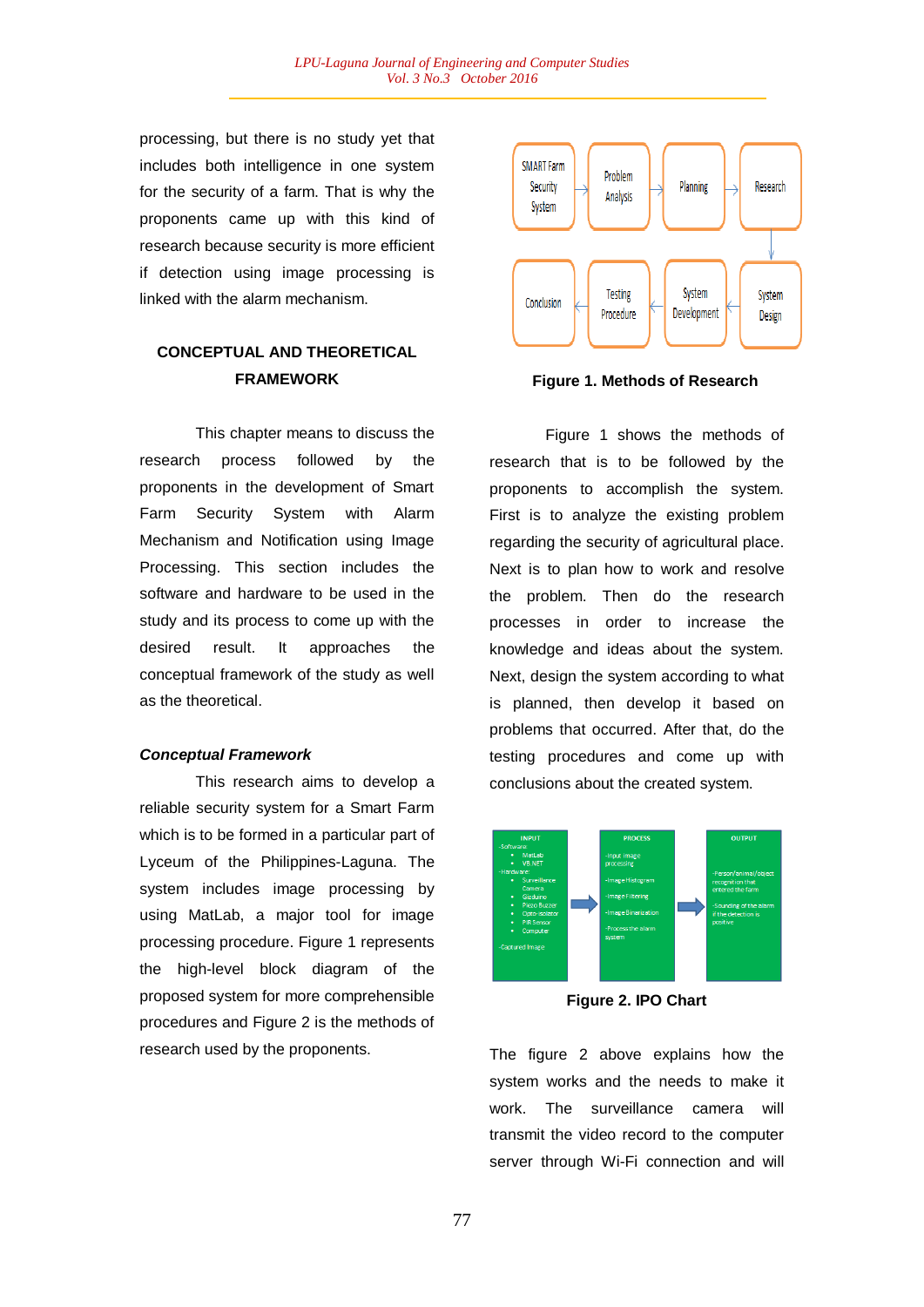processing, but there is no study yet that includes both intelligence in one system for the security of a farm. That is why the proponents came up with this kind of research because security is more efficient if detection using image processing is linked with the alarm mechanism.

## CONCEPTUAL AND THEORETICAL FRAMEWORK

This chapter means to discuss the research process followed by the proponents in the development of Smart Farm Security System with Alarm Mechanism and Notification using Image Processing. This section includes the software and hardware to be used in the study and its process to come up with the desired result. It approaches the conceptual framework of the study as well as the theoretical.

### *Conceptual Framework*

This research aims to develop a reliable security system for a Smart Farm which is to be formed in a particular part of Lyceum of the Philippines-Laguna. The system includes image processing by using MatLab, a major tool for image processing procedure. Figure 1 represents the high-level block diagram of the proposed system for more comprehensible procedures and Figure 2 is the methods of research used by the proponents.

SMART Farm Security System → Problem Analysis → Planning → Research → System Design → System Development → Testing Procedure → Conclusion

**Figure 1. Methods of Research**

Figure 1 shows the methods of research that is to be followed by the proponents to accomplish the system. First is to analyze the existing problem regarding the security of agricultural place. Next is to plan how to work and resolve the problem. Then do the research processes in order to increase the knowledge and ideas about the system. Next, design the system according to what is planned, then develop it based on problems that occurred. After that, do the testing procedures and come up with conclusions about the created system.

| INPUT | PROCESS | OUTPUT |
|---|---|---|
| -Software:<br>• MatLab<br>• VB.NET<br>-Hardware:<br>• Surveillance Camera<br>• Gizduino<br>• Piezo Buzzer<br>• Opto-isolator<br>• PIR Sensor<br>• Computer<br>-Captured Image | -Input image processing<br>-Image Histogram<br>-Image Filtering<br>-Image Binarization<br>-Process the alarm system | -Person/animal/object recognition that entered the farm<br>-Sounding of the alarm if the detection is positive |

**Figure 2. IPO Chart**

The figure 2 above explains how the system works and the needs to make it work. The surveillance camera will transmit the video record to the computer server through Wi-Fi connection and will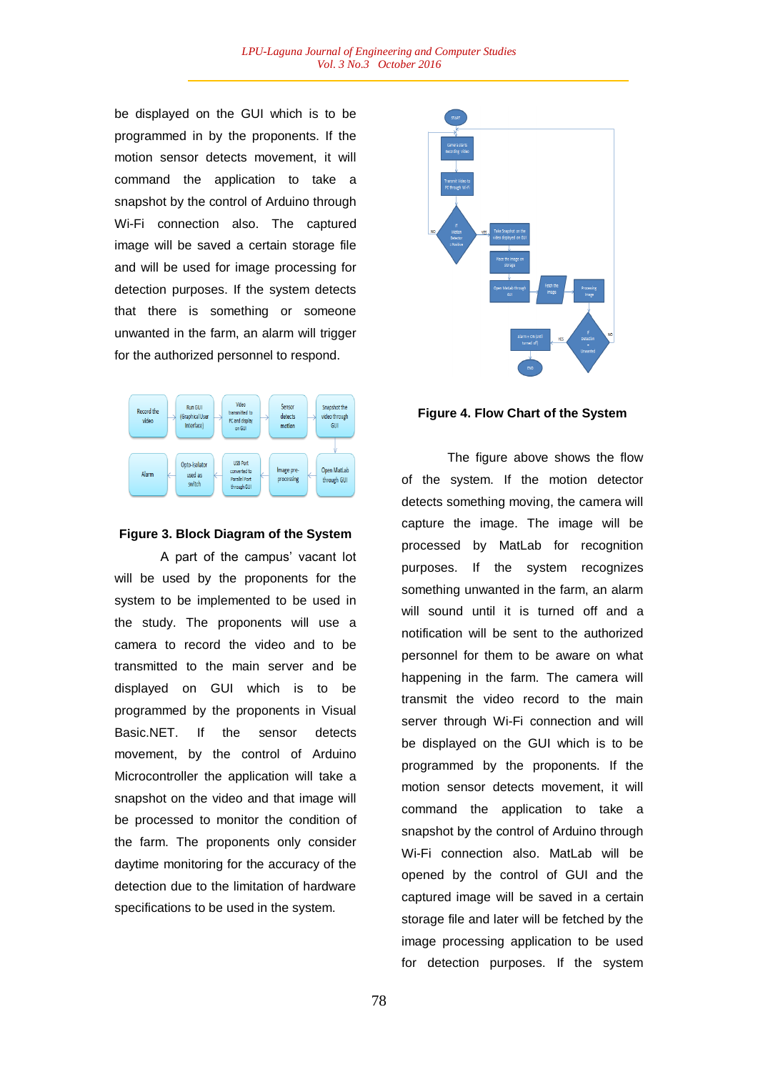be displayed on the GUI which is to be programmed in by the proponents. If the motion sensor detects movement, it will command the application to take a snapshot by the control of Arduino through Wi-Fi connection also. The captured image will be saved a certain storage file and will be used for image processing for detection purposes. If the system detects that there is something or someone unwanted in the farm, an alarm will trigger for the authorized personnel to respond.

**Figure 3. Block Diagram of the System**

A part of the campus' vacant lot will be used by the proponents for the system to be implemented to be used in the study. The proponents will use a camera to record the video and to be transmitted to the main server and be displayed on GUI which is to be programmed by the proponents in Visual Basic.NET. If the sensor detects movement, by the control of Arduino Microcontroller the application will take a snapshot on the video and that image will be processed to monitor the condition of the farm. The proponents only consider daytime monitoring for the accuracy of the detection due to the limitation of hardware specifications to be used in the system.

**Figure 4. Flow Chart of the System**

The figure above shows the flow of the system. If the motion detector detects something moving, the camera will capture the image. The image will be processed by MatLab for recognition purposes. If the system recognizes something unwanted in the farm, an alarm will sound until it is turned off and a notification will be sent to the authorized personnel for them to be aware on what happening in the farm. The camera will transmit the video record to the main server through Wi-Fi connection and will be displayed on the GUI which is to be programmed by the proponents. If the motion sensor detects movement, it will command the application to take a snapshot by the control of Arduino through Wi-Fi connection also. MatLab will be opened by the control of GUI and the captured image will be saved in a certain storage file and later will be fetched by the image processing application to be used for detection purposes. If the system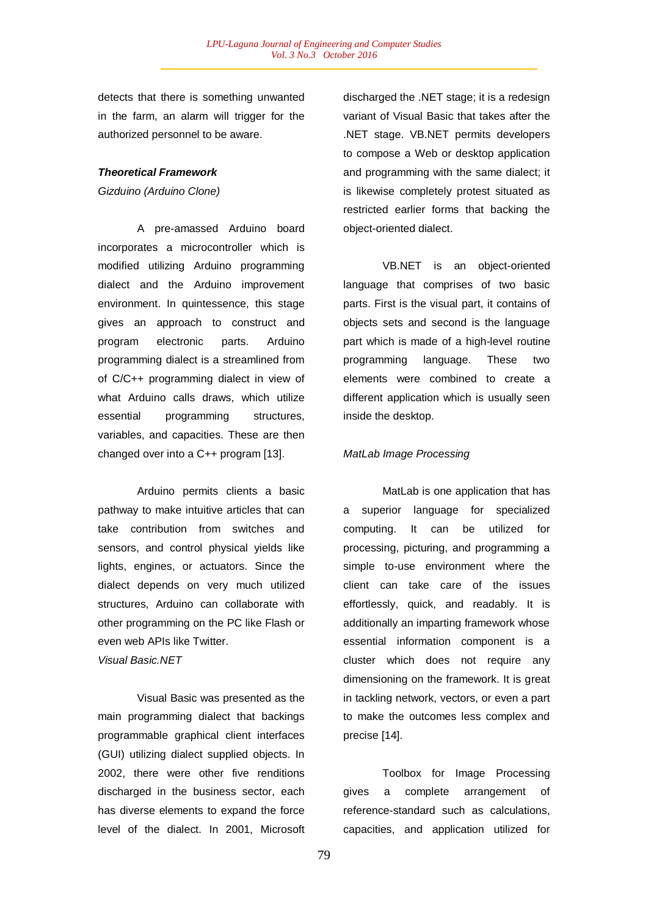detects that there is something unwanted in the farm, an alarm will trigger for the authorized personnel to be aware.

***Theoretical Framework***

*Gizduino (Arduino Clone)*

A pre-amassed Arduino board incorporates a microcontroller which is modified utilizing Arduino programming dialect and the Arduino improvement environment. In quintessence, this stage gives an approach to construct and program electronic parts. Arduino programming dialect is a streamlined from of C/C++ programming dialect in view of what Arduino calls draws, which utilize essential programming structures, variables, and capacities. These are then changed over into a C++ program [13].

Arduino permits clients a basic pathway to make intuitive articles that can take contribution from switches and sensors, and control physical yields like lights, engines, or actuators. Since the dialect depends on very much utilized structures, Arduino can collaborate with other programming on the PC like Flash or even web APIs like Twitter.

*Visual Basic.NET*

Visual Basic was presented as the main programming dialect that backings programmable graphical client interfaces (GUI) utilizing dialect supplied objects. In 2002, there were other five renditions discharged in the business sector, each has diverse elements to expand the force level of the dialect. In 2001, Microsoft discharged the .NET stage; it is a redesign variant of Visual Basic that takes after the .NET stage. VB.NET permits developers to compose a Web or desktop application and programming with the same dialect; it is likewise completely protest situated as restricted earlier forms that backing the object-oriented dialect.

VB.NET is an object-oriented language that comprises of two basic parts. First is the visual part, it contains of objects sets and second is the language part which is made of a high-level routine programming language. These two elements were combined to create a different application which is usually seen inside the desktop.

*MatLab Image Processing*

MatLab is one application that has a superior language for specialized computing. It can be utilized for processing, picturing, and programming a simple to-use environment where the client can take care of the issues effortlessly, quick, and readably. It is additionally an imparting framework whose essential information component is a cluster which does not require any dimensioning on the framework. It is great in tackling network, vectors, or even a part to make the outcomes less complex and precise [14].

Toolbox for Image Processing gives a complete arrangement of reference-standard such as calculations, capacities, and application utilized for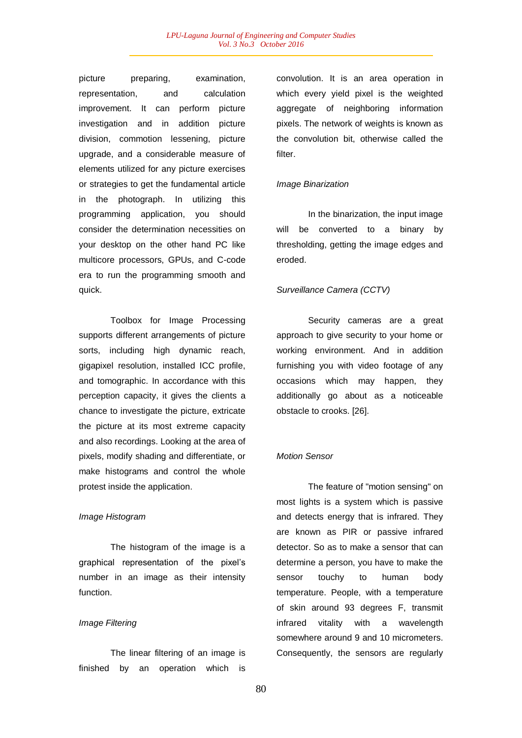picture preparing, examination, representation, and calculation improvement. It can perform picture investigation and in addition picture division, commotion lessening, picture upgrade, and a considerable measure of elements utilized for any picture exercises or strategies to get the fundamental article in the photograph. In utilizing this programming application, you should consider the determination necessities on your desktop on the other hand PC like multicore processors, GPUs, and C-code era to run the programming smooth and quick.

Toolbox for Image Processing supports different arrangements of picture sorts, including high dynamic reach, gigapixel resolution, installed ICC profile, and tomographic. In accordance with this perception capacity, it gives the clients a chance to investigate the picture, extricate the picture at its most extreme capacity and also recordings. Looking at the area of pixels, modify shading and differentiate, or make histograms and control the whole protest inside the application.

*Image Histogram*

The histogram of the image is a graphical representation of the pixel's number in an image as their intensity function.

*Image Filtering*

The linear filtering of an image is finished by an operation which is convolution. It is an area operation in which every yield pixel is the weighted aggregate of neighboring information pixels. The network of weights is known as the convolution bit, otherwise called the filter.

*Image Binarization*

In the binarization, the input image will be converted to a binary by thresholding, getting the image edges and eroded.

*Surveillance Camera (CCTV)*

Security cameras are a great approach to give security to your home or working environment. And in addition furnishing you with video footage of any occasions which may happen, they additionally go about as a noticeable obstacle to crooks. [26].

*Motion Sensor*

The feature of "motion sensing" on most lights is a system which is passive and detects energy that is infrared. They are known as PIR or passive infrared detector. So as to make a sensor that can determine a person, you have to make the sensor touchy to human body temperature. People, with a temperature of skin around 93 degrees F, transmit infrared vitality with a wavelength somewhere around 9 and 10 micrometers. Consequently, the sensors are regularly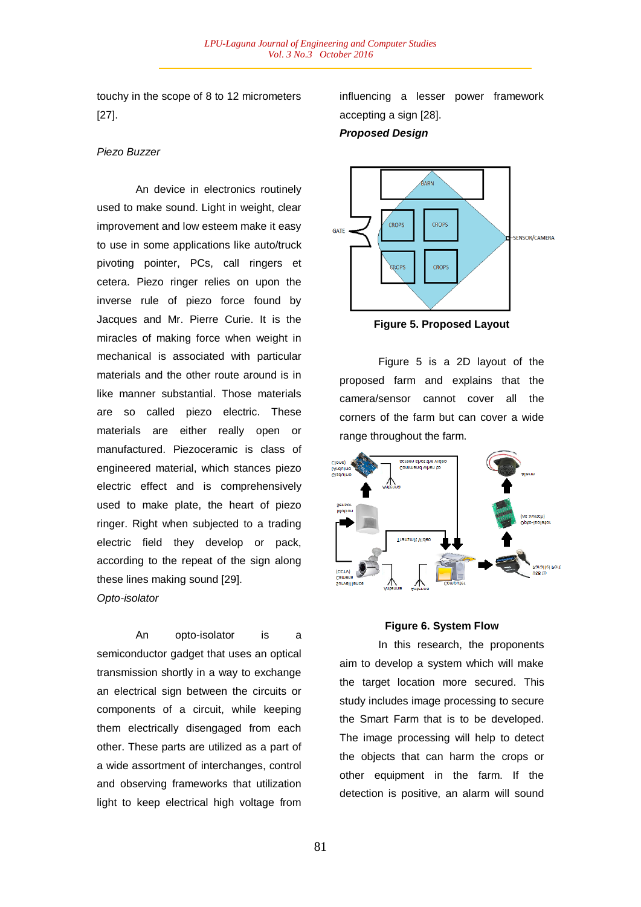touchy in the scope of 8 to 12 micrometers [27].

*Piezo Buzzer*

An device in electronics routinely used to make sound. Light in weight, clear improvement and low esteem make it easy to use in some applications like auto/truck pivoting pointer, PCs, call ringers et cetera. Piezo ringer relies on upon the inverse rule of piezo force found by Jacques and Mr. Pierre Curie. It is the miracles of making force when weight in mechanical is associated with particular materials and the other route around is in like manner substantial. Those materials are so called piezo electric. These materials are either really open or manufactured. Piezoceramic is class of engineered material, which stances piezo electric effect and is comprehensively used to make plate, the heart of piezo ringer. Right when subjected to a trading electric field they develop or pack, according to the repeat of the sign along these lines making sound [29].

*Opto-isolator*

An opto-isolator is a semiconductor gadget that uses an optical transmission shortly in a way to exchange an electrical sign between the circuits or components of a circuit, while keeping them electrically disengaged from each other. These parts are utilized as a part of a wide assortment of interchanges, control and observing frameworks that utilization light to keep electrical high voltage from influencing a lesser power framework accepting a sign [28].

***Proposed Design***

**Figure 5. Proposed Layout**

Figure 5 is a 2D layout of the proposed farm and explains that the camera/sensor cannot cover all the corners of the farm but can cover a wide range throughout the farm.

**Figure 6. System Flow**

In this research, the proponents aim to develop a system which will make the target location more secured. This study includes image processing to secure the Smart Farm that is to be developed. The image processing will help to detect the objects that can harm the crops or other equipment in the farm. If the detection is positive, an alarm will sound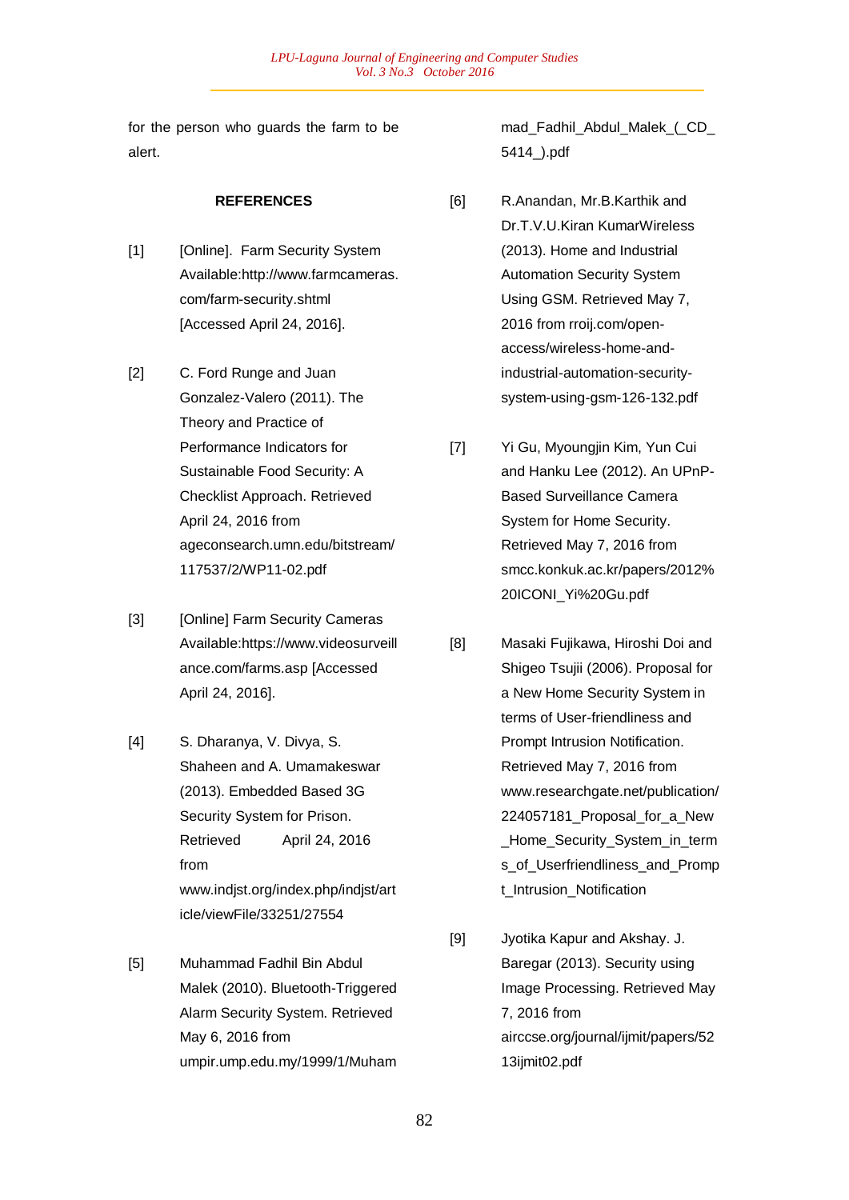for the person who guards the farm to be alert.

## REFERENCES

[1] [Online]. Farm Security System Available:http://www.farmcameras.com/farm-security.shtml [Accessed April 24, 2016].

[2] C. Ford Runge and Juan Gonzalez-Valero (2011). The Theory and Practice of Performance Indicators for Sustainable Food Security: A Checklist Approach. Retrieved April 24, 2016 from ageconsearch.umn.edu/bitstream/117537/2/WP11-02.pdf

[3] [Online] Farm Security Cameras Available:https://www.videosurveillance.com/farms.asp [Accessed April 24, 2016].

[4] S. Dharanya, V. Divya, S. Shaheen and A. Umamakeswar (2013). Embedded Based 3G Security System for Prison. Retrieved April 24, 2016 from www.indjst.org/index.php/indjst/article/viewFile/33251/27554

[5] Muhammad Fadhil Bin Abdul Malek (2010). Bluetooth-Triggered Alarm Security System. Retrieved May 6, 2016 from umpir.ump.edu.my/1999/1/Muhammad_Fadhil_Abdul_Malek_(_CD_5414_).pdf

[6] R.Anandan, Mr.B.Karthik and Dr.T.V.U.Kiran KumarWireless (2013). Home and Industrial Automation Security System Using GSM. Retrieved May 7, 2016 from rroij.com/open-access/wireless-home-and-industrial-automation-security-system-using-gsm-126-132.pdf

[7] Yi Gu, Myoungjin Kim, Yun Cui and Hanku Lee (2012). An UPnP-Based Surveillance Camera System for Home Security. Retrieved May 7, 2016 from smcc.konkuk.ac.kr/papers/2012%20ICONI_Yi%20Gu.pdf

[8] Masaki Fujikawa, Hiroshi Doi and Shigeo Tsujii (2006). Proposal for a New Home Security System in terms of User-friendliness and Prompt Intrusion Notification. Retrieved May 7, 2016 from www.researchgate.net/publication/224057181_Proposal_for_a_New_Home_Security_System_in_terms_of_Userfriendliness_and_Prompt_Intrusion_Notification

[9] Jyotika Kapur and Akshay. J. Baregar (2013). Security using Image Processing. Retrieved May 7, 2016 from airccse.org/journal/ijmit/papers/5213ijmit02.pdf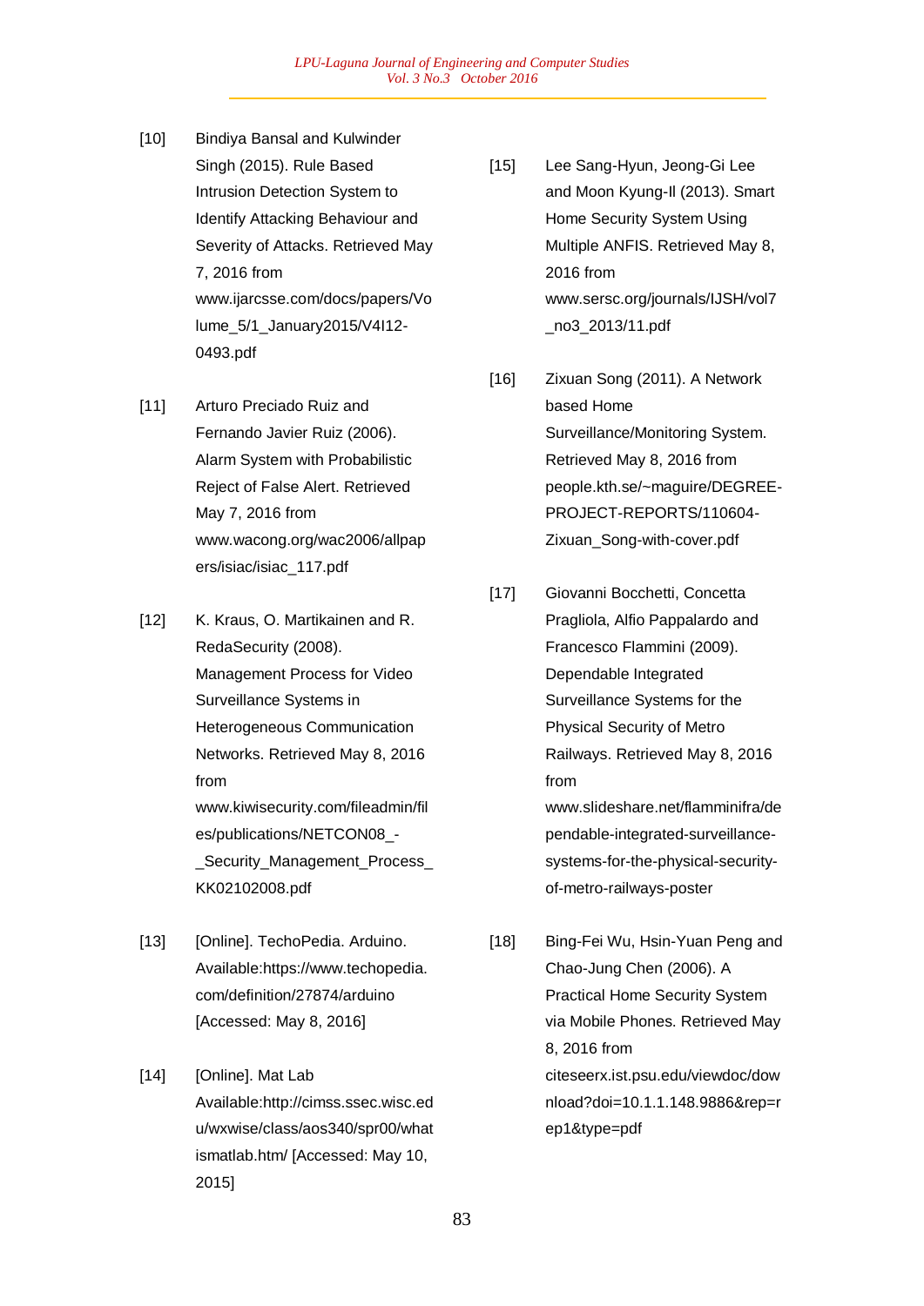[10] Bindiya Bansal and Kulwinder Singh (2015). Rule Based Intrusion Detection System to Identify Attacking Behaviour and Severity of Attacks. Retrieved May 7, 2016 from www.ijarcsse.com/docs/papers/Volume_5/1_January2015/V4I12-0493.pdf

[11] Arturo Preciado Ruiz and Fernando Javier Ruiz (2006). Alarm System with Probabilistic Reject of False Alert. Retrieved May 7, 2016 from www.wacong.org/wac2006/allpapers/isiac/isiac_117.pdf

[12] K. Kraus, O. Martikainen and R. RedaSecurity (2008). Management Process for Video Surveillance Systems in Heterogeneous Communication Networks. Retrieved May 8, 2016 from www.kiwisecurity.com/fileadmin/files/publications/NETCON08_-_Security_Management_Process_KK02102008.pdf

[13] [Online]. TechoPedia. Arduino. Available:https://www.techopedia.com/definition/27874/arduino [Accessed: May 8, 2016]

[14] [Online]. Mat Lab Available:http://cimss.ssec.wisc.edu/wxwise/class/aos340/spr00/whatismatlab.htm/ [Accessed: May 10, 2015]

[15] Lee Sang-Hyun, Jeong-Gi Lee and Moon Kyung-Il (2013). Smart Home Security System Using Multiple ANFIS. Retrieved May 8, 2016 from www.sersc.org/journals/IJSH/vol7_no3_2013/11.pdf

[16] Zixuan Song (2011). A Network based Home Surveillance/Monitoring System. Retrieved May 8, 2016 from people.kth.se/~maguire/DEGREE-PROJECT-REPORTS/110604-Zixuan_Song-with-cover.pdf

[17] Giovanni Bocchetti, Concetta Pragliola, Alfio Pappalardo and Francesco Flammini (2009). Dependable Integrated Surveillance Systems for the Physical Security of Metro Railways. Retrieved May 8, 2016 from www.slideshare.net/flamminifra/dependable-integrated-surveillance-systems-for-the-physical-security-of-metro-railways-poster

[18] Bing-Fei Wu, Hsin-Yuan Peng and Chao-Jung Chen (2006). A Practical Home Security System via Mobile Phones. Retrieved May 8, 2016 from citeseerx.ist.psu.edu/viewdoc/download?doi=10.1.1.148.9886&rep=rep1&type=pdf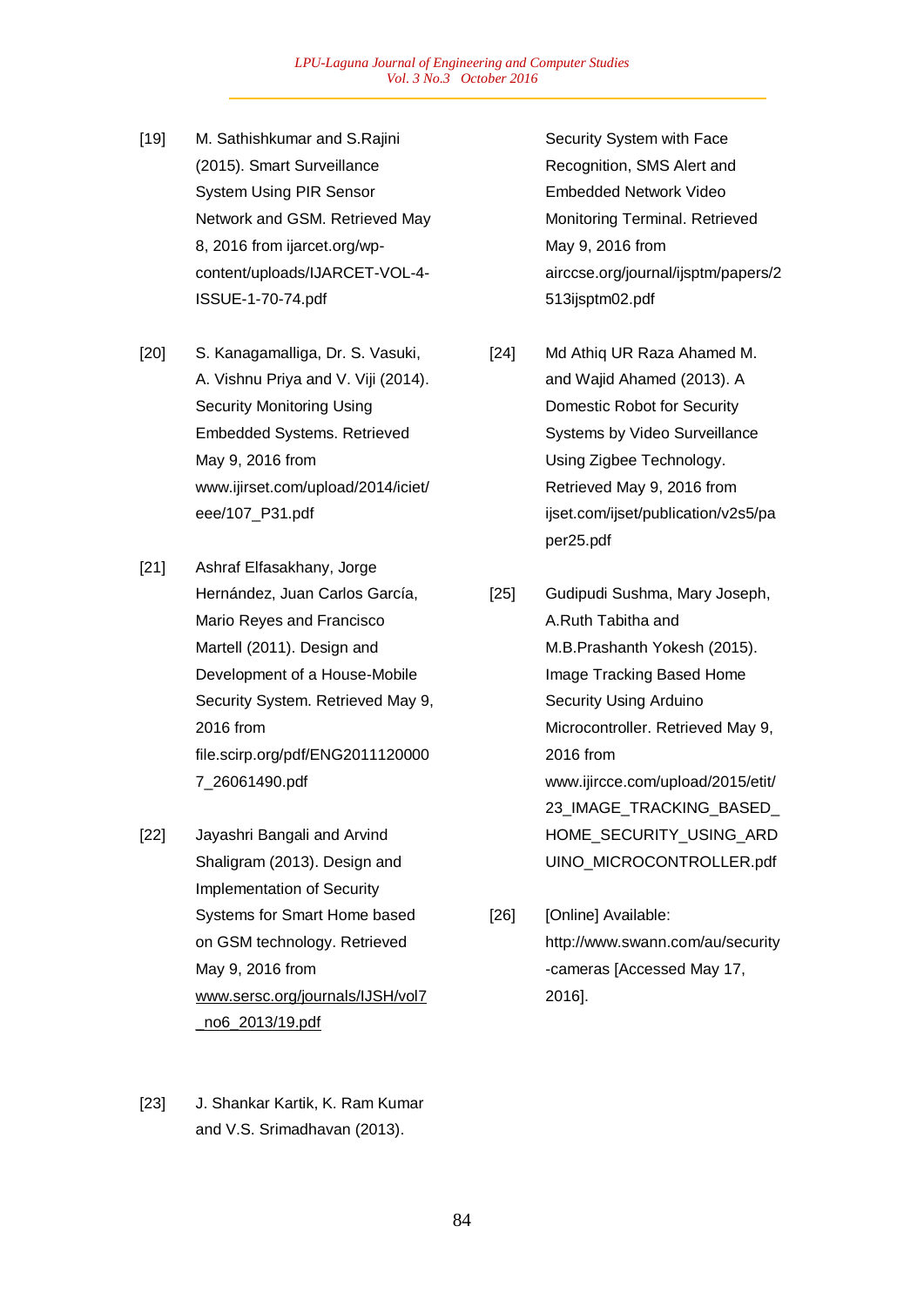[19] M. Sathishkumar and S.Rajini (2015). Smart Surveillance System Using PIR Sensor Network and GSM. Retrieved May 8, 2016 from ijarcet.org/wp-content/uploads/IJARCET-VOL-4-ISSUE-1-70-74.pdf

[20] S. Kanagamalliga, Dr. S. Vasuki, A. Vishnu Priya and V. Viji (2014). Security Monitoring Using Embedded Systems. Retrieved May 9, 2016 from www.ijirset.com/upload/2014/iciet/eee/107_P31.pdf

[21] Ashraf Elfasakhany, Jorge Hernández, Juan Carlos García, Mario Reyes and Francisco Martell (2011). Design and Development of a House-Mobile Security System. Retrieved May 9, 2016 from file.scirp.org/pdf/ENG20111200007_26061490.pdf

[22] Jayashri Bangali and Arvind Shaligram (2013). Design and Implementation of Security Systems for Smart Home based on GSM technology. Retrieved May 9, 2016 from www.sersc.org/journals/IJSH/vol7_no6_2013/19.pdf

[23] J. Shankar Kartik, K. Ram Kumar and V.S. Srimadhavan (2013). Security System with Face Recognition, SMS Alert and Embedded Network Video Monitoring Terminal. Retrieved May 9, 2016 from airccse.org/journal/ijsptm/papers/2513ijsptm02.pdf

[24] Md Athiq UR Raza Ahamed M. and Wajid Ahamed (2013). A Domestic Robot for Security Systems by Video Surveillance Using Zigbee Technology. Retrieved May 9, 2016 from ijset.com/ijset/publication/v2s5/paper25.pdf

[25] Gudipudi Sushma, Mary Joseph, A.Ruth Tabitha and M.B.Prashanth Yokesh (2015). Image Tracking Based Home Security Using Arduino Microcontroller. Retrieved May 9, 2016 from www.ijircce.com/upload/2015/etit/23_IMAGE_TRACKING_BASED_HOME_SECURITY_USING_ARDUINO_MICROCONTROLLER.pdf

[26] [Online] Available: http://www.swann.com/au/security-cameras [Accessed May 17, 2016].